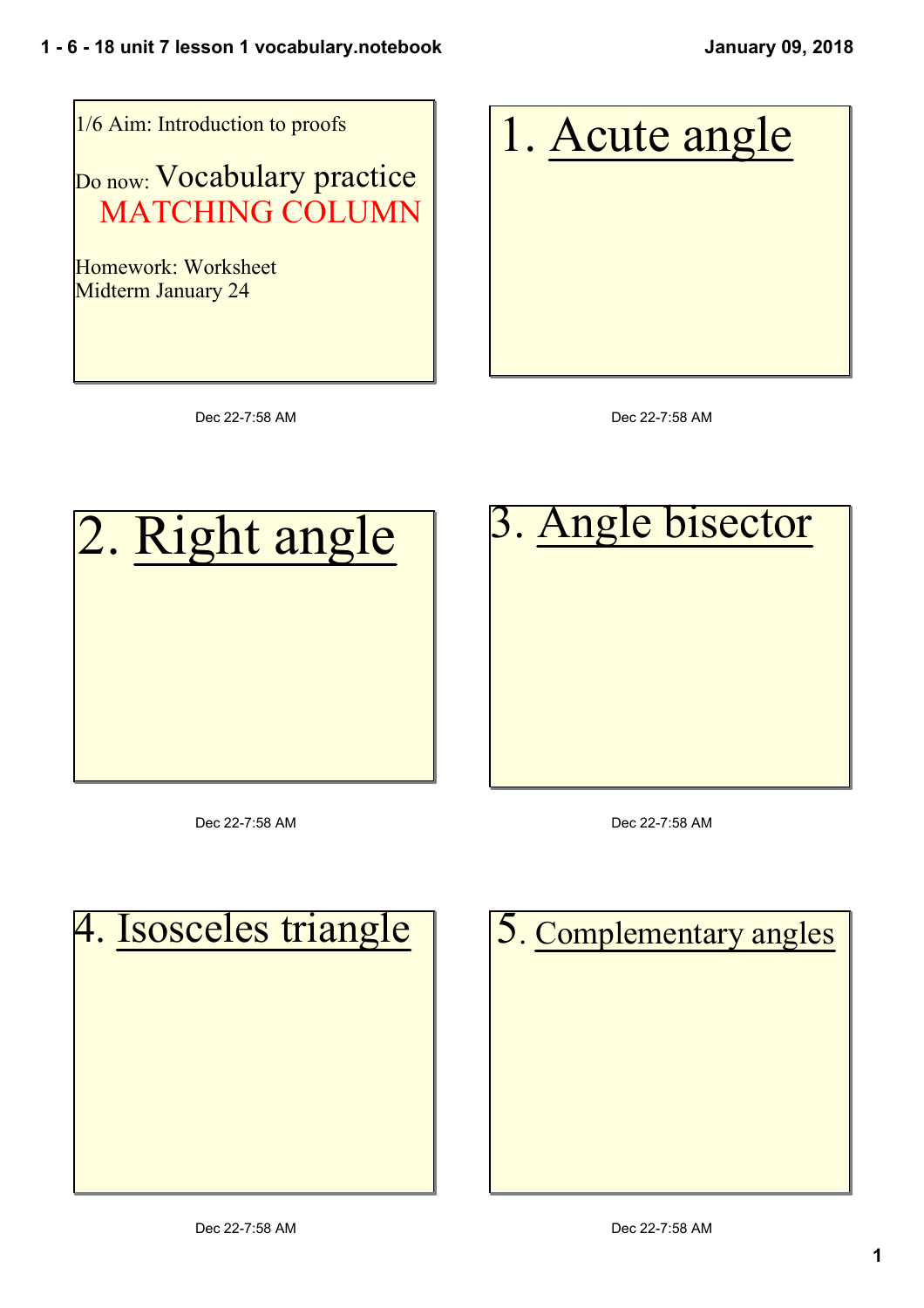1/6 Aim: Introduction to proofs

Do now: Vocabulary practice
MATCHING COLUMN

Homework: Worksheet
Midterm January 24

Dec 22-7:58 AM

# 1. Acute angle

Dec 22-7:58 AM

# 2. Right angle

Dec 22-7:58 AM

# 3. Angle bisector

Dec 22-7:58 AM

# 4. Isosceles triangle

Dec 22-7:58 AM

# 5. Complementary angles

Dec 22-7:58 AM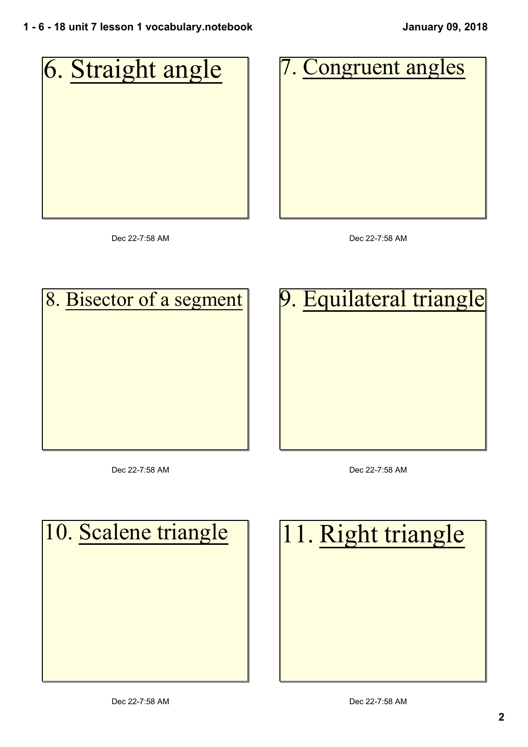6. <u>Straight angle</u>

Dec 22-7:58 AM

7. <u>Congruent angles</u>

Dec 22-7:58 AM

8. <u>Bisector of a segment</u>

Dec 22-7:58 AM

9. <u>Equilateral triangle</u>

Dec 22-7:58 AM

10. <u>Scalene triangle</u>

Dec 22-7:58 AM

11. <u>Right triangle</u>

Dec 22-7:58 AM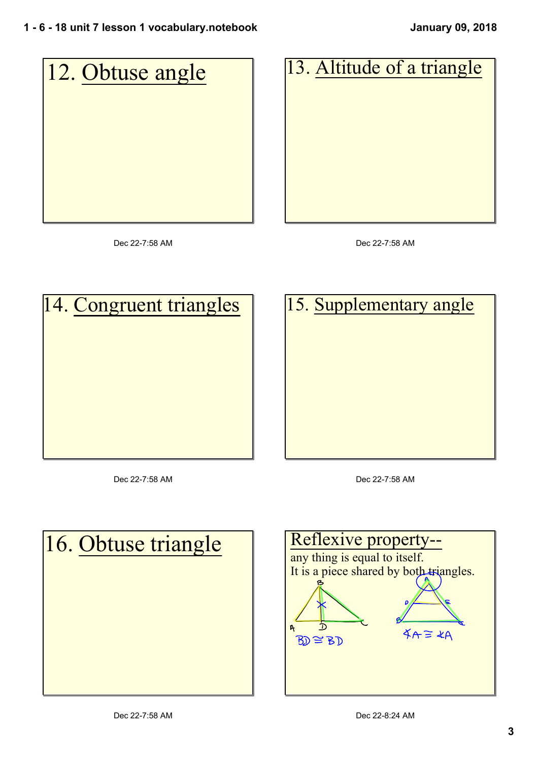## 12. Obtuse angle

Dec 22-7:58 AM

## 13. Altitude of a triangle

Dec 22-7:58 AM

## 14. Congruent triangles

Dec 22-7:58 AM

## 15. Supplementary angle

Dec 22-7:58 AM

## 16. Obtuse triangle

Dec 22-7:58 AM

## Reflexive property--

any thing is equal to itself.
It is a piece shared by both triangles.

$\overline{BD} \cong \overline{BD}$

$\angle A \cong \angle A$

Dec 22-8:24 AM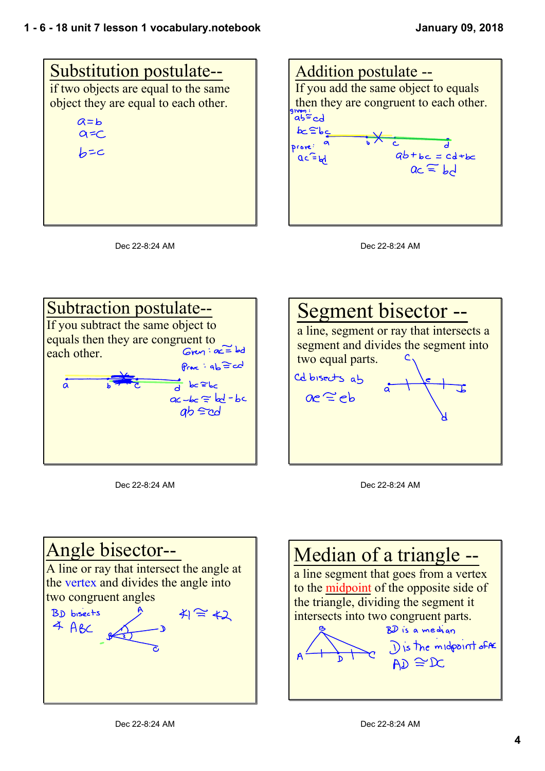## Substitution postulate--

if two objects are equal to the same object they are equal to each other.

$a = b$
$a = c$

$b = c$

Dec 22-8:24 AM

## Addition postulate --

If you add the same object to equals then they are congruent to each other.

given: $ab \cong cd$

$bc \cong bc$

prove: $ac \cong bd$

$ab + bc = cd + bc$

$ac \cong bd$

Dec 22-8:24 AM

## Subtraction postulate--

If you subtract the same object to equals then they are congruent to each other.

Given: $ac \cong bd$

Prove: $ab \cong cd$

$bc \cong bc$

$ac - bc \cong bd - bc$

$ab \cong cd$

Dec 22-8:24 AM

## Segment bisector --

a line, segment or ray that intersects a segment and divides the segment into two equal parts.

Cd bisects ab

$ae \cong eb$

Dec 22-8:24 AM

## Angle bisector--

A line or ray that intersect the angle at the vertex and divides the angle into two congruent angles

BD bisects $\angle ABC$

$\angle 1 \cong \angle 2$

Dec 22-8:24 AM

## Median of a triangle --

a line segment that goes from a vertex to the midpoint of the opposite side of the triangle, dividing the segment it intersects into two congruent parts.

BD is a median

D is the midpoint of AC

$AD \cong DC$

Dec 22-8:24 AM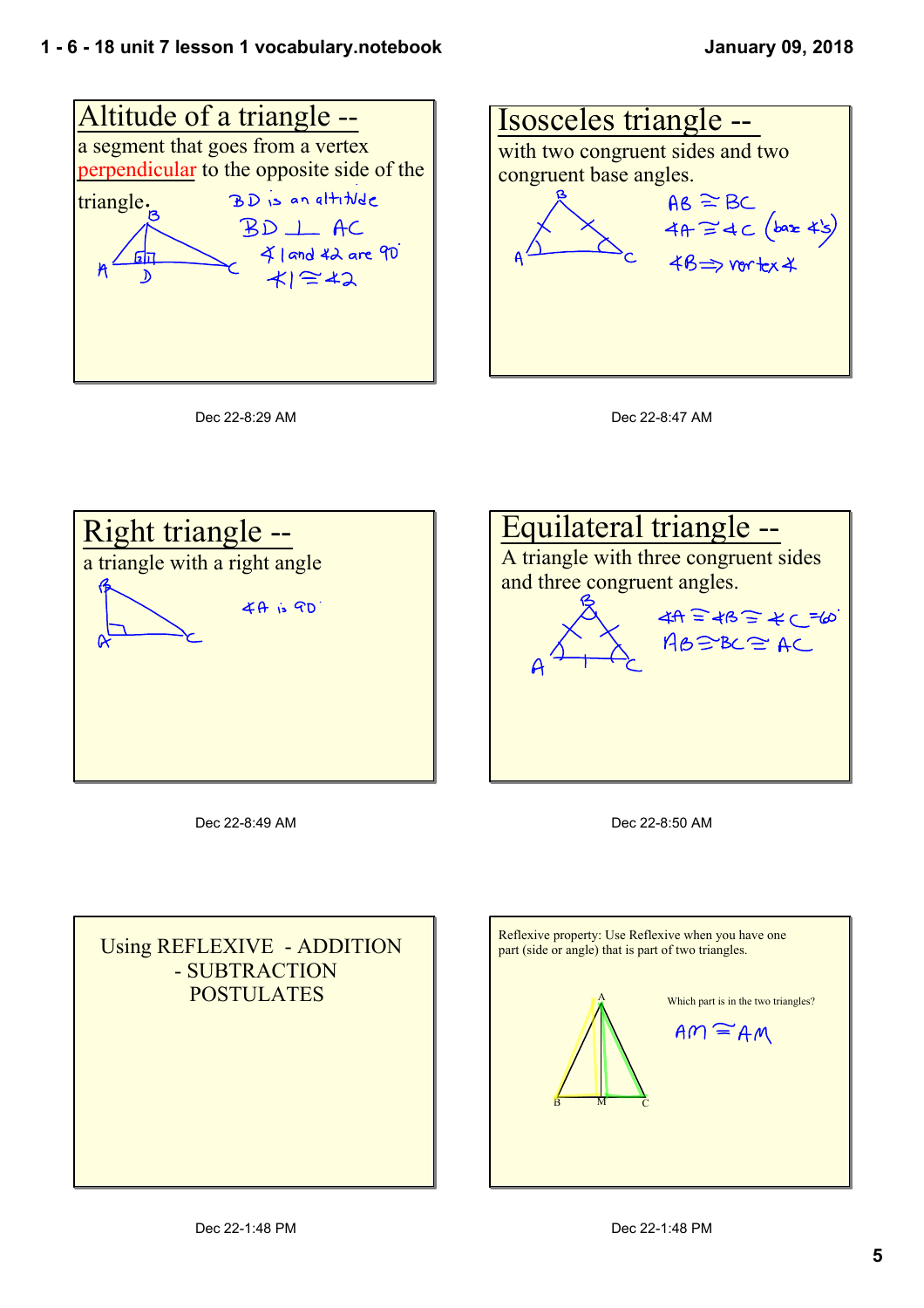## Altitude of a triangle --

a segment that goes from a vertex perpendicular to the opposite side of the triangle.

BD is an altitude

$\overline{BD} \perp \overline{AC}$

∠1 and ∠2 are 90°

∠1 ≅ ∠2

Dec 22-8:29 AM

## Isosceles triangle --

with two congruent sides and two congruent base angles.

$\overline{AB} \cong \overline{BC}$

∠A ≅ ∠C (base ∠'s)

∠B ⇒ vertex ∠

Dec 22-8:47 AM

## Right triangle --

a triangle with a right angle

∠A is 90°

Dec 22-8:49 AM

## Equilateral triangle --

A triangle with three congruent sides and three congruent angles.

∠A ≅ ∠B ≅ ∠C = 60°

$\overline{AB} \cong \overline{BC} \cong \overline{AC}$

Dec 22-8:50 AM

Using REFLEXIVE - ADDITION - SUBTRACTION POSTULATES

Dec 22-1:48 PM

Reflexive property: Use Reflexive when you have one part (side or angle) that is part of two triangles.

Which part is in the two triangles?

$\overline{AM} \cong \overline{AM}$

Dec 22-1:48 PM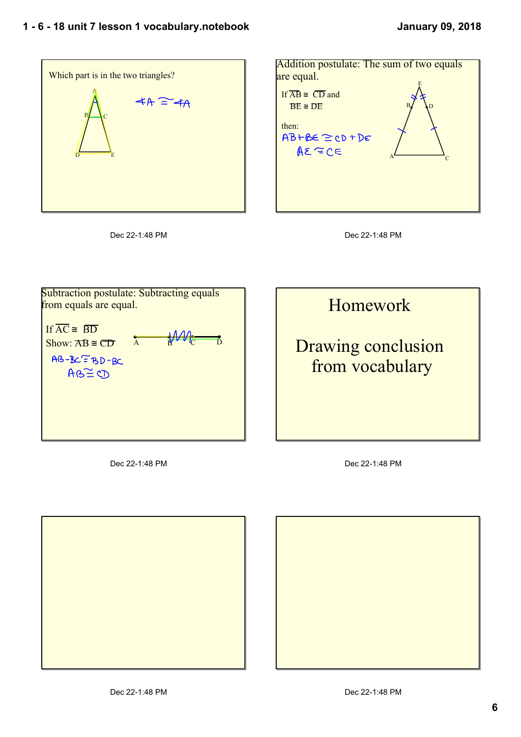Which part is in the two triangles?

$\angle A \cong \angle A$

Dec 22-1:48 PM

Addition postulate: The sum of two equals are equal.

If $\overline{AB} \cong \overline{CD}$ and

$\overline{BE} \cong \overline{DE}$

then:

$AB + BE \cong CD + DE$

$AE \cong CE$

Dec 22-1:48 PM

Subtraction postulate: Subtracting equals from equals are equal.

If $\overline{AC} \cong \overline{BD}$

Show: $\overline{AB} \cong \overline{CD}$

$AB - BC \cong BD - BC$

$AB \cong CD$

Dec 22-1:48 PM

# Homework

Drawing conclusion from vocabulary

Dec 22-1:48 PM

Dec 22-1:48 PM

Dec 22-1:48 PM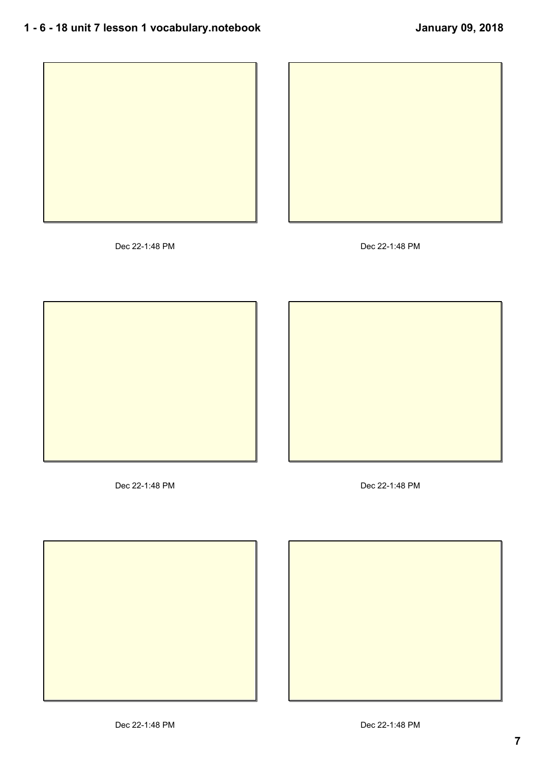Dec 22-1:48 PM

Dec 22-1:48 PM

Dec 22-1:48 PM

Dec 22-1:48 PM

Dec 22-1:48 PM

Dec 22-1:48 PM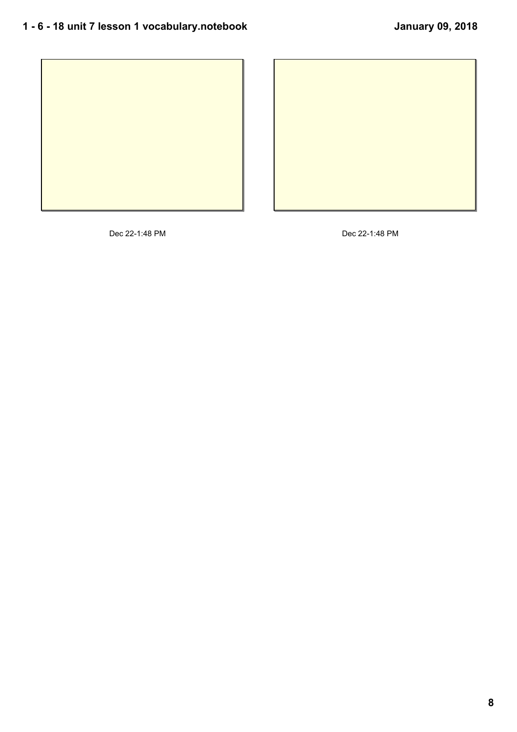Dec 22-1:48 PM

Dec 22-1:48 PM